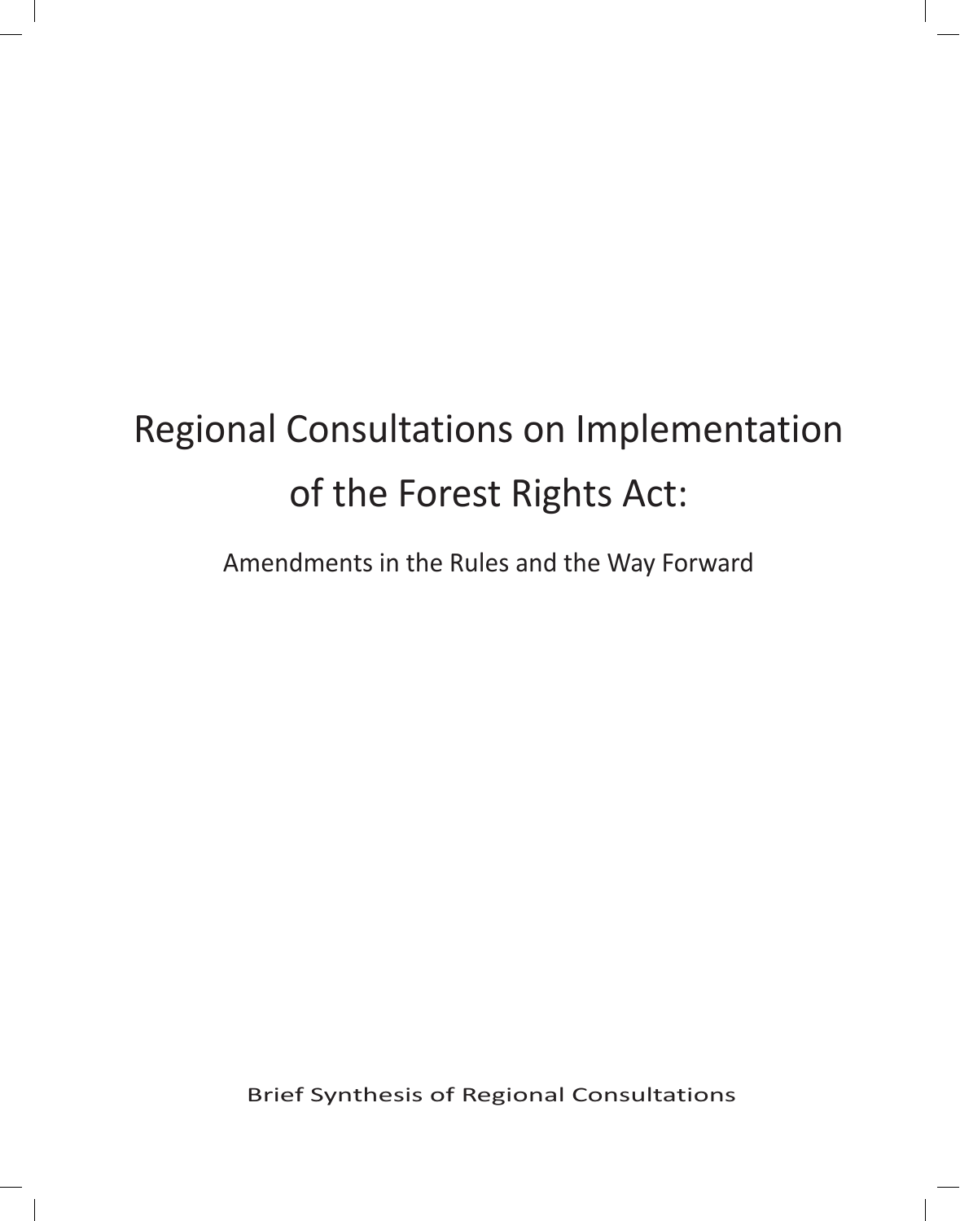# Regional Consultations on Implementation of the Forest Rights Act:

## Amendments in the Rules and the Way Forward

Brief Synthesis of Regional Consultations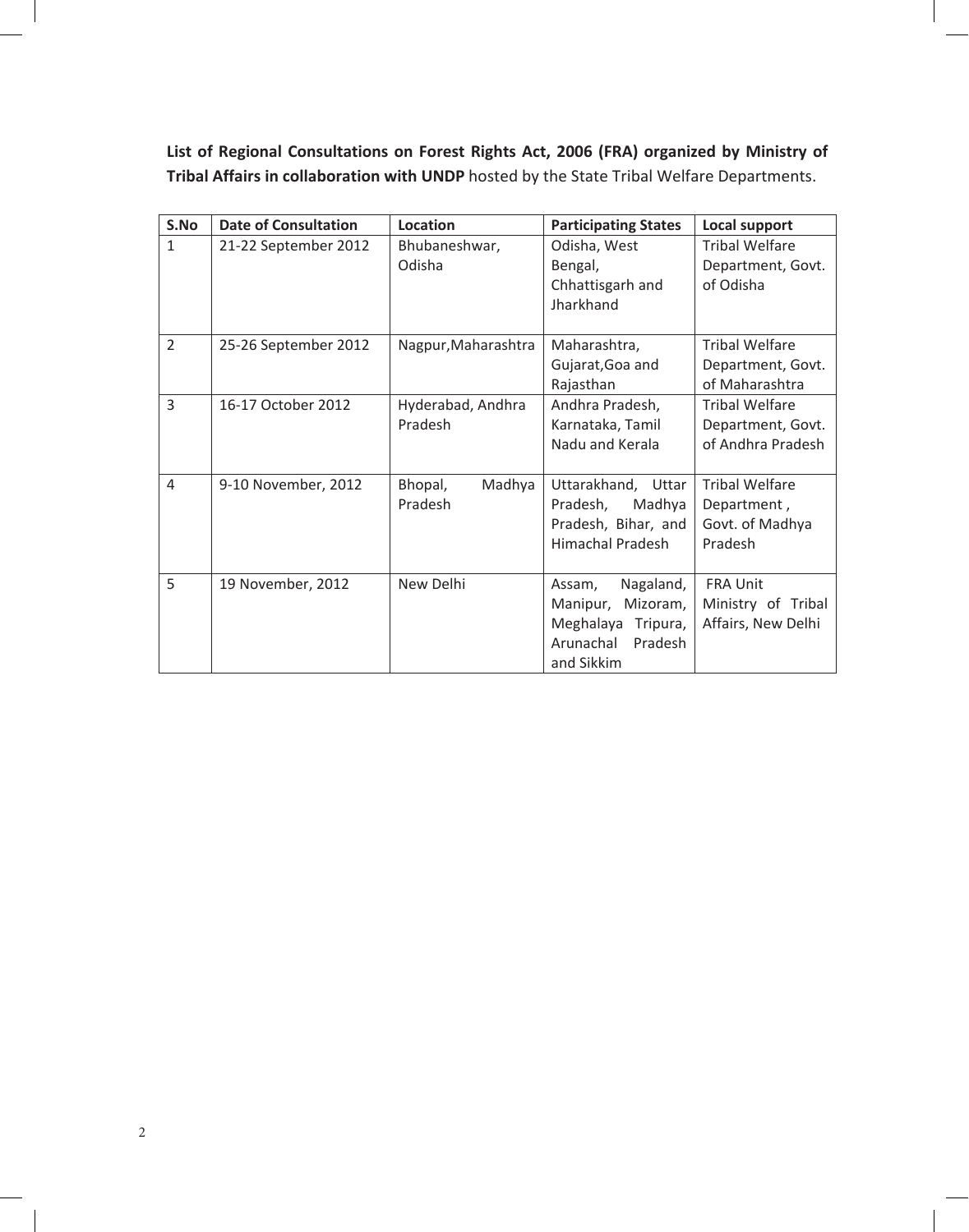**List of Regional Consultations on Forest Rights Act, 2006 (FRA) organized by Ministry of Tribal Affairs in collaboration with UNDP** hosted by the State Tribal Welfare Departments.

| S.No | Date of Consultation | Location | Participating States | Local support |
|---|---|---|---|---|
| 1 | 21-22 September 2012 | Bhubaneshwar, Odisha | Odisha, West Bengal, Chhattisgarh and Jharkhand | Tribal Welfare Department, Govt. of Odisha |
| 2 | 25-26 September 2012 | Nagpur,Maharashtra | Maharashtra, Gujarat,Goa and Rajasthan | Tribal Welfare Department, Govt. of Maharashtra |
| 3 | 16-17 October 2012 | Hyderabad, Andhra Pradesh | Andhra Pradesh, Karnataka, Tamil Nadu and Kerala | Tribal Welfare Department, Govt. of Andhra Pradesh |
| 4 | 9-10 November, 2012 | Bhopal, Madhya Pradesh | Uttarakhand, Uttar Pradesh, Madhya Pradesh, Bihar, and Himachal Pradesh | Tribal Welfare Department , Govt. of Madhya Pradesh |
| 5 | 19 November, 2012 | New Delhi | Assam, Nagaland, Manipur, Mizoram, Meghalaya Tripura, Arunachal Pradesh and Sikkim | FRA Unit Ministry of Tribal Affairs, New Delhi |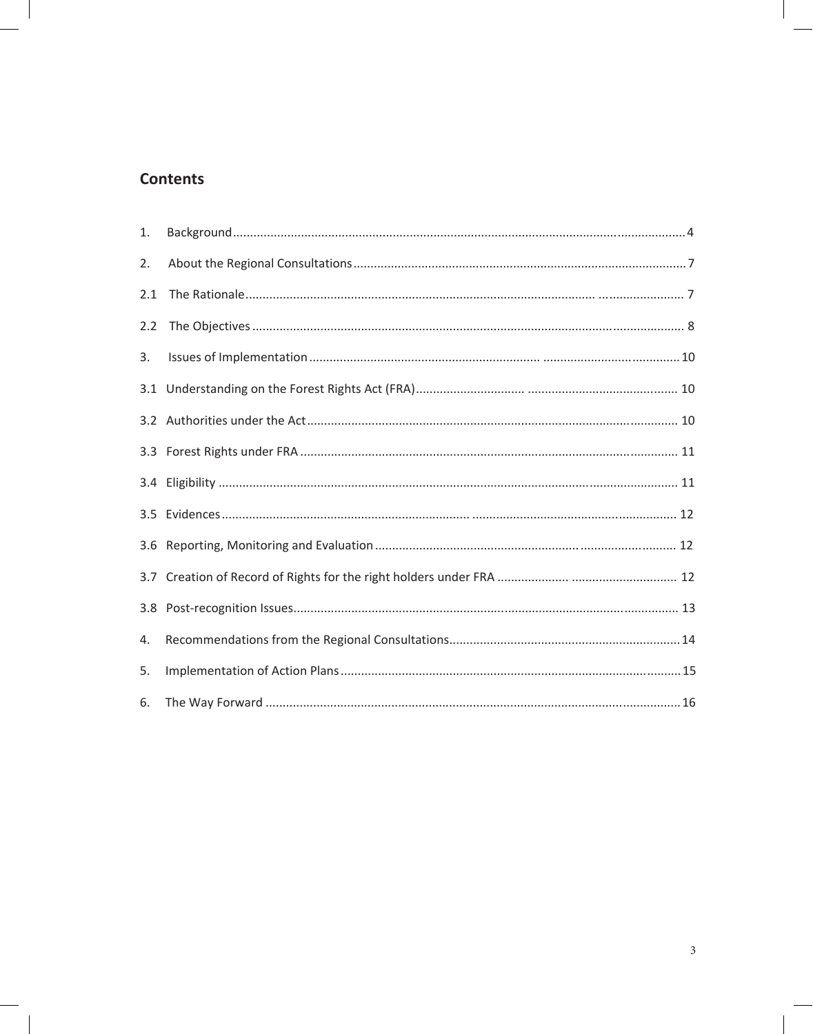## Contents

1. Background .......... 4
2. About the Regional Consultations .......... 7
2.1 The Rationale .......... 7
2.2 The Objectives .......... 8
3. Issues of Implementation .......... 10
3.1 Understanding on the Forest Rights Act (FRA) .......... 10
3.2 Authorities under the Act .......... 10
3.3 Forest Rights under FRA .......... 11
3.4 Eligibility .......... 11
3.5 Evidences .......... 12
3.6 Reporting, Monitoring and Evaluation .......... 12
3.7 Creation of Record of Rights for the right holders under FRA .......... 12
3.8 Post-recognition Issues .......... 13
4. Recommendations from the Regional Consultations .......... 14
5. Implementation of Action Plans .......... 15
6. The Way Forward .......... 16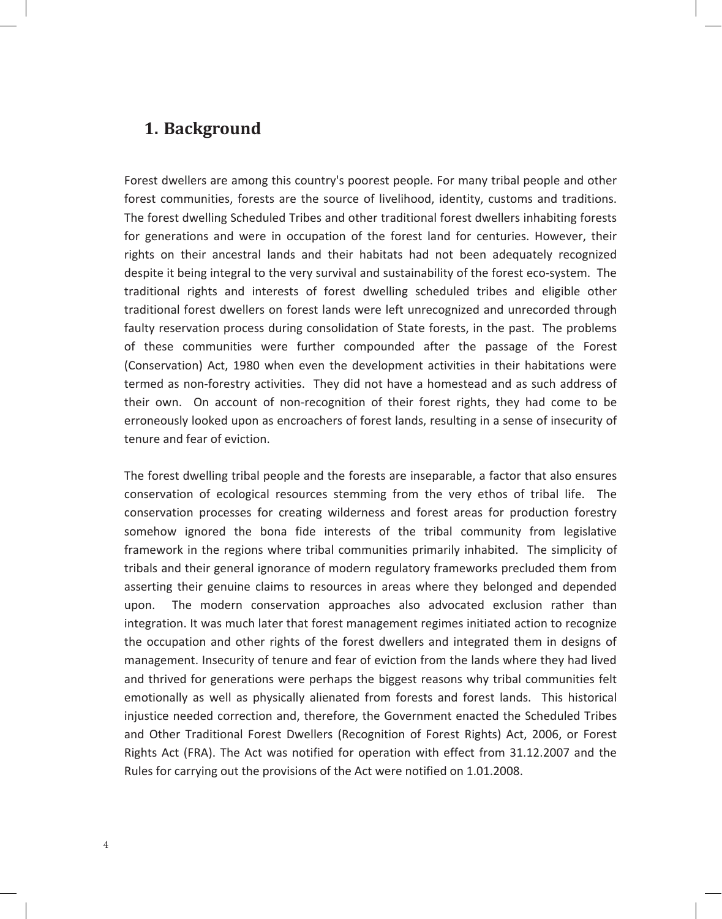# 1. Background

Forest dwellers are among this country's poorest people. For many tribal people and other forest communities, forests are the source of livelihood, identity, customs and traditions. The forest dwelling Scheduled Tribes and other traditional forest dwellers inhabiting forests for generations and were in occupation of the forest land for centuries. However, their rights on their ancestral lands and their habitats had not been adequately recognized despite it being integral to the very survival and sustainability of the forest eco-system. The traditional rights and interests of forest dwelling scheduled tribes and eligible other traditional forest dwellers on forest lands were left unrecognized and unrecorded through faulty reservation process during consolidation of State forests, in the past. The problems of these communities were further compounded after the passage of the Forest (Conservation) Act, 1980 when even the development activities in their habitations were termed as non-forestry activities. They did not have a homestead and as such address of their own. On account of non-recognition of their forest rights, they had come to be erroneously looked upon as encroachers of forest lands, resulting in a sense of insecurity of tenure and fear of eviction.

The forest dwelling tribal people and the forests are inseparable, a factor that also ensures conservation of ecological resources stemming from the very ethos of tribal life. The conservation processes for creating wilderness and forest areas for production forestry somehow ignored the bona fide interests of the tribal community from legislative framework in the regions where tribal communities primarily inhabited. The simplicity of tribals and their general ignorance of modern regulatory frameworks precluded them from asserting their genuine claims to resources in areas where they belonged and depended upon. The modern conservation approaches also advocated exclusion rather than integration. It was much later that forest management regimes initiated action to recognize the occupation and other rights of the forest dwellers and integrated them in designs of management. Insecurity of tenure and fear of eviction from the lands where they had lived and thrived for generations were perhaps the biggest reasons why tribal communities felt emotionally as well as physically alienated from forests and forest lands. This historical injustice needed correction and, therefore, the Government enacted the Scheduled Tribes and Other Traditional Forest Dwellers (Recognition of Forest Rights) Act, 2006, or Forest Rights Act (FRA). The Act was notified for operation with effect from 31.12.2007 and the Rules for carrying out the provisions of the Act were notified on 1.01.2008.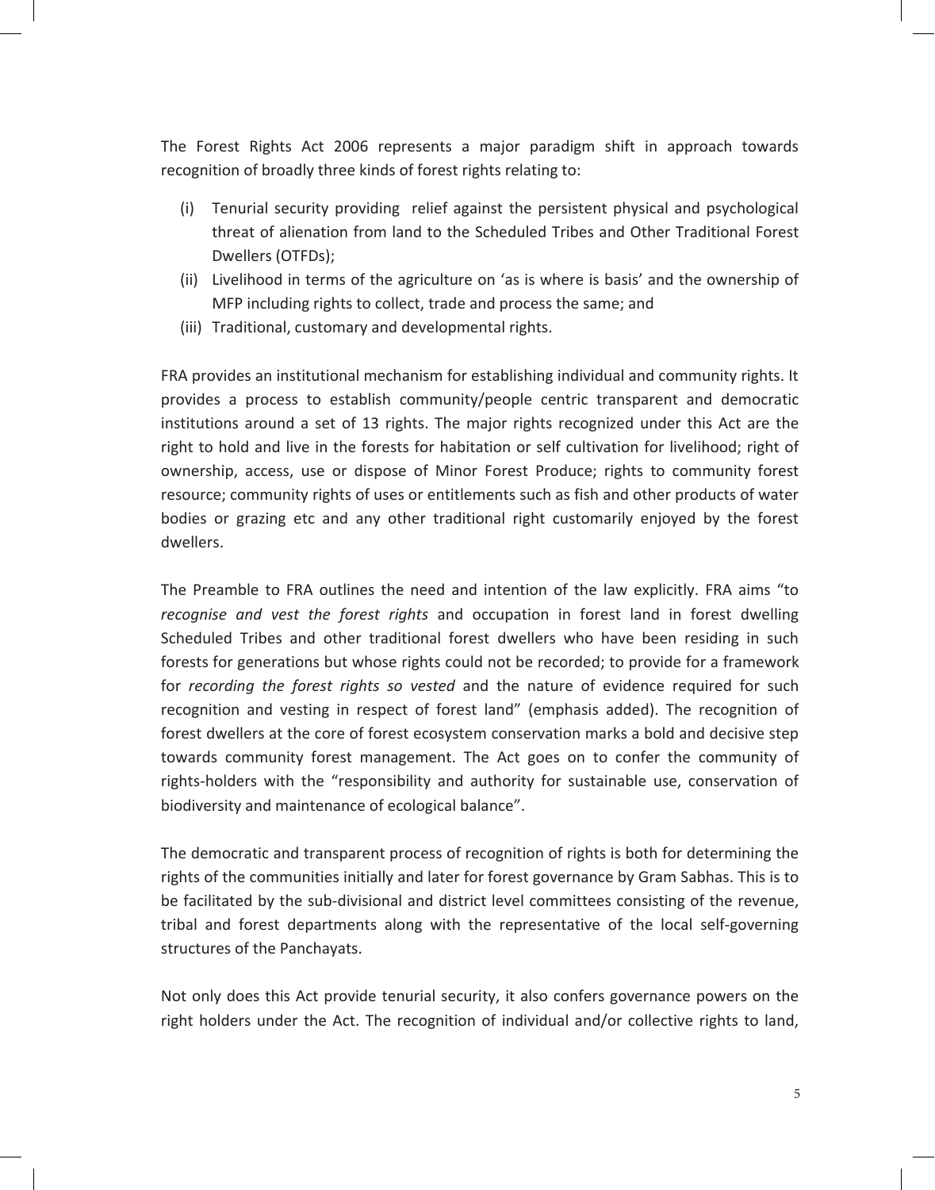The Forest Rights Act 2006 represents a major paradigm shift in approach towards recognition of broadly three kinds of forest rights relating to:

(i) Tenurial security providing relief against the persistent physical and psychological threat of alienation from land to the Scheduled Tribes and Other Traditional Forest Dwellers (OTFDs);
(ii) Livelihood in terms of the agriculture on 'as is where is basis' and the ownership of MFP including rights to collect, trade and process the same; and
(iii) Traditional, customary and developmental rights.

FRA provides an institutional mechanism for establishing individual and community rights. It provides a process to establish community/people centric transparent and democratic institutions around a set of 13 rights. The major rights recognized under this Act are the right to hold and live in the forests for habitation or self cultivation for livelihood; right of ownership, access, use or dispose of Minor Forest Produce; rights to community forest resource; community rights of uses or entitlements such as fish and other products of water bodies or grazing etc and any other traditional right customarily enjoyed by the forest dwellers.

The Preamble to FRA outlines the need and intention of the law explicitly. FRA aims "to *recognise and vest the forest rights* and occupation in forest land in forest dwelling Scheduled Tribes and other traditional forest dwellers who have been residing in such forests for generations but whose rights could not be recorded; to provide for a framework for *recording the forest rights so vested* and the nature of evidence required for such recognition and vesting in respect of forest land" (emphasis added). The recognition of forest dwellers at the core of forest ecosystem conservation marks a bold and decisive step towards community forest management. The Act goes on to confer the community of rights-holders with the "responsibility and authority for sustainable use, conservation of biodiversity and maintenance of ecological balance".

The democratic and transparent process of recognition of rights is both for determining the rights of the communities initially and later for forest governance by Gram Sabhas. This is to be facilitated by the sub-divisional and district level committees consisting of the revenue, tribal and forest departments along with the representative of the local self-governing structures of the Panchayats.

Not only does this Act provide tenurial security, it also confers governance powers on the right holders under the Act. The recognition of individual and/or collective rights to land,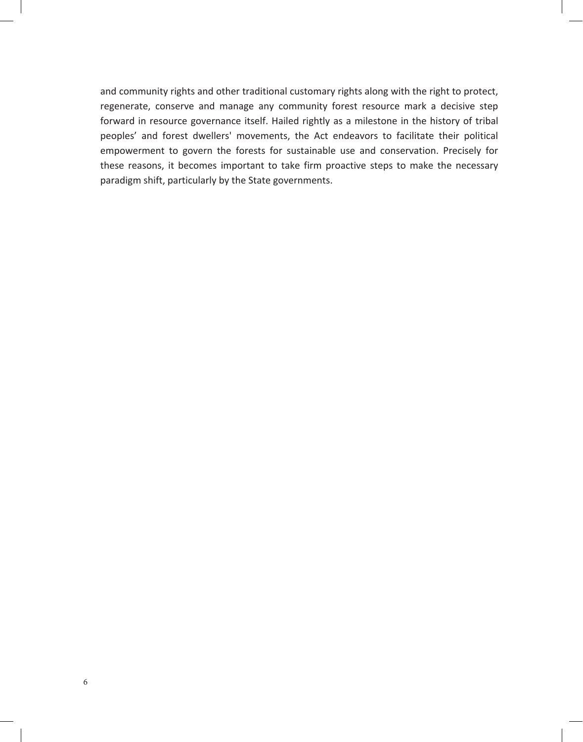and community rights and other traditional customary rights along with the right to protect, regenerate, conserve and manage any community forest resource mark a decisive step forward in resource governance itself. Hailed rightly as a milestone in the history of tribal peoples' and forest dwellers' movements, the Act endeavors to facilitate their political empowerment to govern the forests for sustainable use and conservation. Precisely for these reasons, it becomes important to take firm proactive steps to make the necessary paradigm shift, particularly by the State governments.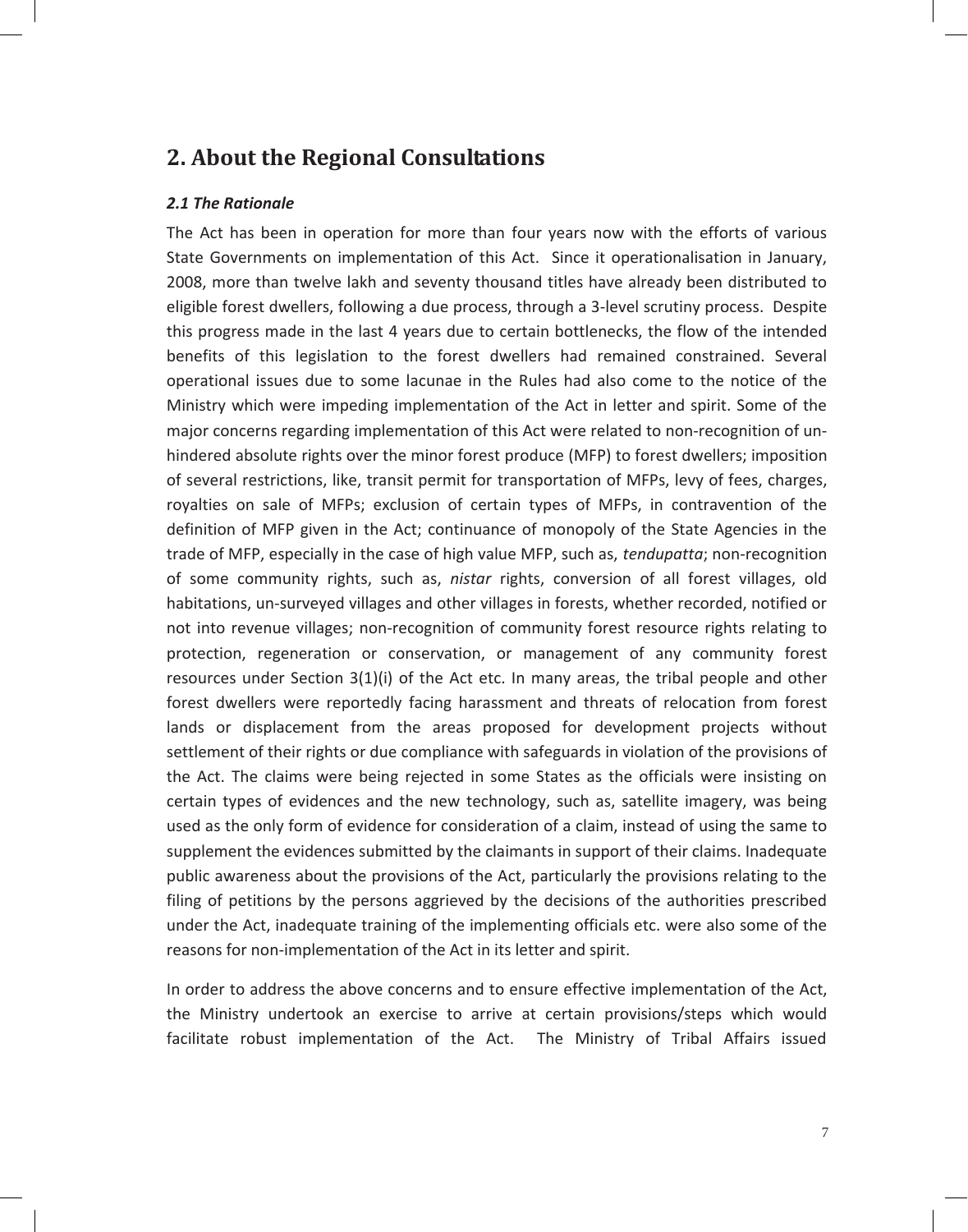## 2. About the Regional Consultations

### *2.1 The Rationale*

The Act has been in operation for more than four years now with the efforts of various State Governments on implementation of this Act. Since it operationalisation in January, 2008, more than twelve lakh and seventy thousand titles have already been distributed to eligible forest dwellers, following a due process, through a 3-level scrutiny process. Despite this progress made in the last 4 years due to certain bottlenecks, the flow of the intended benefits of this legislation to the forest dwellers had remained constrained. Several operational issues due to some lacunae in the Rules had also come to the notice of the Ministry which were impeding implementation of the Act in letter and spirit. Some of the major concerns regarding implementation of this Act were related to non-recognition of un-hindered absolute rights over the minor forest produce (MFP) to forest dwellers; imposition of several restrictions, like, transit permit for transportation of MFPs, levy of fees, charges, royalties on sale of MFPs; exclusion of certain types of MFPs, in contravention of the definition of MFP given in the Act; continuance of monopoly of the State Agencies in the trade of MFP, especially in the case of high value MFP, such as, *tendupatta*; non-recognition of some community rights, such as, *nistar* rights, conversion of all forest villages, old habitations, un-surveyed villages and other villages in forests, whether recorded, notified or not into revenue villages; non-recognition of community forest resource rights relating to protection, regeneration or conservation, or management of any community forest resources under Section 3(1)(i) of the Act etc. In many areas, the tribal people and other forest dwellers were reportedly facing harassment and threats of relocation from forest lands or displacement from the areas proposed for development projects without settlement of their rights or due compliance with safeguards in violation of the provisions of the Act. The claims were being rejected in some States as the officials were insisting on certain types of evidences and the new technology, such as, satellite imagery, was being used as the only form of evidence for consideration of a claim, instead of using the same to supplement the evidences submitted by the claimants in support of their claims. Inadequate public awareness about the provisions of the Act, particularly the provisions relating to the filing of petitions by the persons aggrieved by the decisions of the authorities prescribed under the Act, inadequate training of the implementing officials etc. were also some of the reasons for non-implementation of the Act in its letter and spirit.

In order to address the above concerns and to ensure effective implementation of the Act, the Ministry undertook an exercise to arrive at certain provisions/steps which would facilitate robust implementation of the Act. The Ministry of Tribal Affairs issued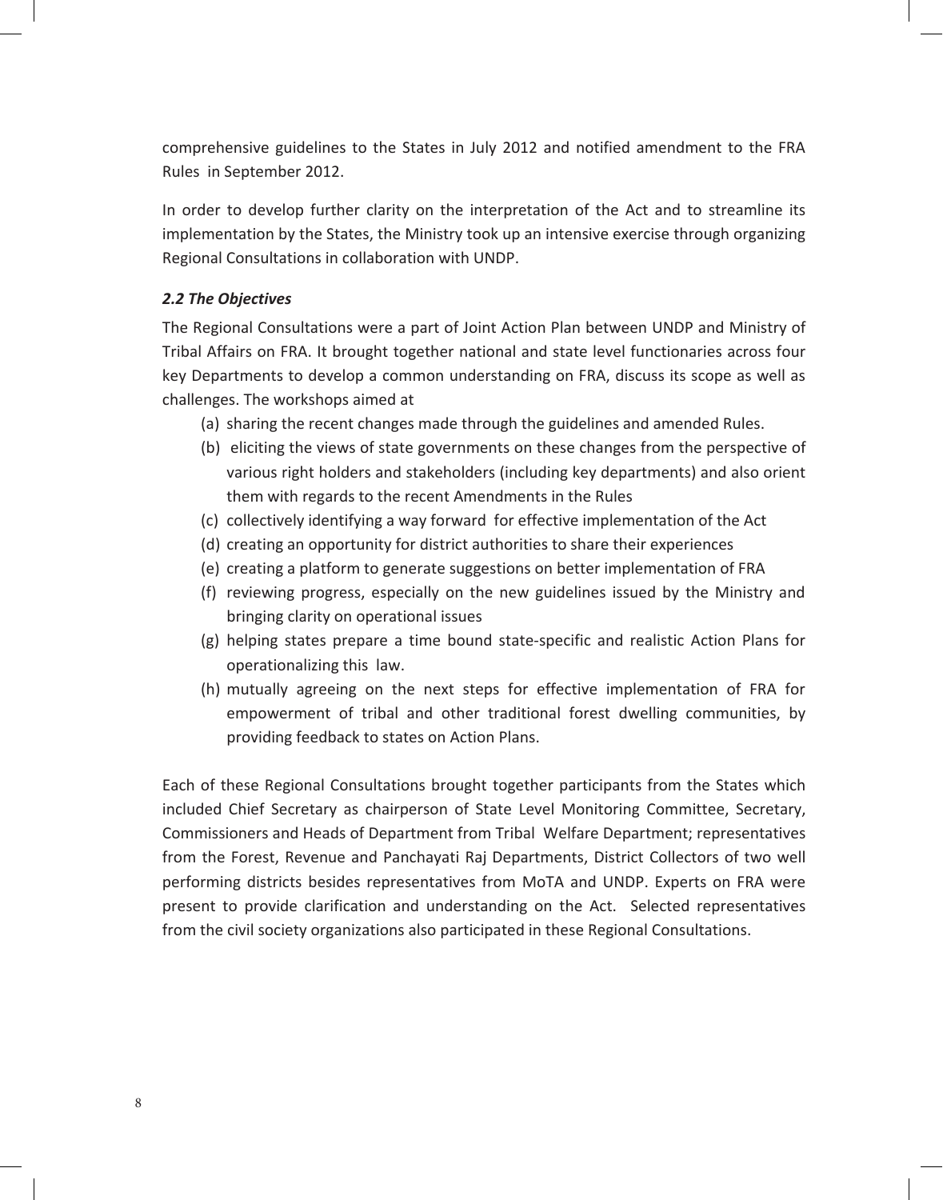comprehensive guidelines to the States in July 2012 and notified amendment to the FRA Rules in September 2012.

In order to develop further clarity on the interpretation of the Act and to streamline its implementation by the States, the Ministry took up an intensive exercise through organizing Regional Consultations in collaboration with UNDP.

### *2.2 The Objectives*

The Regional Consultations were a part of Joint Action Plan between UNDP and Ministry of Tribal Affairs on FRA. It brought together national and state level functionaries across four key Departments to develop a common understanding on FRA, discuss its scope as well as challenges. The workshops aimed at

(a) sharing the recent changes made through the guidelines and amended Rules.

(b) eliciting the views of state governments on these changes from the perspective of various right holders and stakeholders (including key departments) and also orient them with regards to the recent Amendments in the Rules

(c) collectively identifying a way forward for effective implementation of the Act

(d) creating an opportunity for district authorities to share their experiences

(e) creating a platform to generate suggestions on better implementation of FRA

(f) reviewing progress, especially on the new guidelines issued by the Ministry and bringing clarity on operational issues

(g) helping states prepare a time bound state-specific and realistic Action Plans for operationalizing this law.

(h) mutually agreeing on the next steps for effective implementation of FRA for empowerment of tribal and other traditional forest dwelling communities, by providing feedback to states on Action Plans.

Each of these Regional Consultations brought together participants from the States which included Chief Secretary as chairperson of State Level Monitoring Committee, Secretary, Commissioners and Heads of Department from Tribal Welfare Department; representatives from the Forest, Revenue and Panchayati Raj Departments, District Collectors of two well performing districts besides representatives from MoTA and UNDP. Experts on FRA were present to provide clarification and understanding on the Act. Selected representatives from the civil society organizations also participated in these Regional Consultations.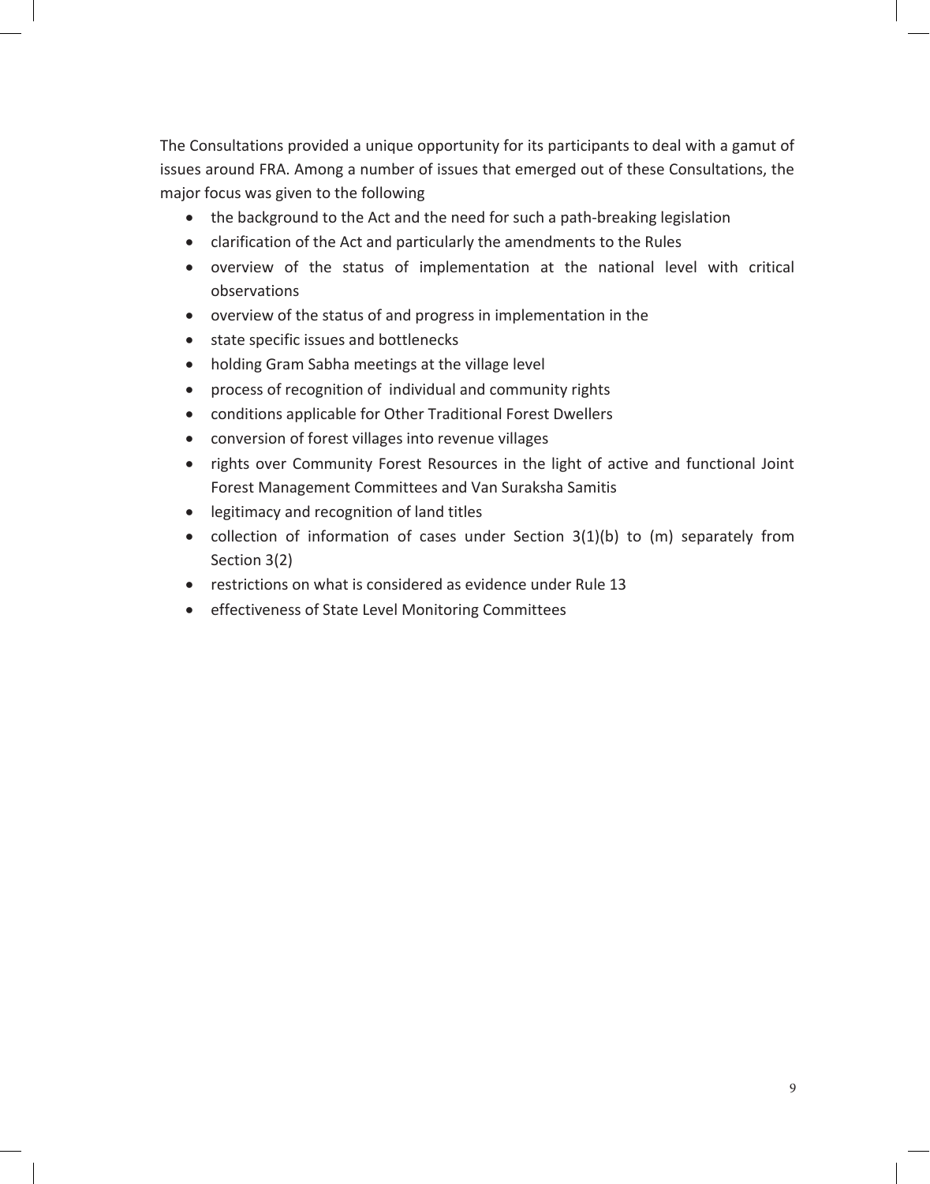The Consultations provided a unique opportunity for its participants to deal with a gamut of issues around FRA. Among a number of issues that emerged out of these Consultations, the major focus was given to the following

- the background to the Act and the need for such a path-breaking legislation
- clarification of the Act and particularly the amendments to the Rules
- overview of the status of implementation at the national level with critical observations
- overview of the status of and progress in implementation in the
- state specific issues and bottlenecks
- holding Gram Sabha meetings at the village level
- process of recognition of individual and community rights
- conditions applicable for Other Traditional Forest Dwellers
- conversion of forest villages into revenue villages
- rights over Community Forest Resources in the light of active and functional Joint Forest Management Committees and Van Suraksha Samitis
- legitimacy and recognition of land titles
- collection of information of cases under Section 3(1)(b) to (m) separately from Section 3(2)
- restrictions on what is considered as evidence under Rule 13
- effectiveness of State Level Monitoring Committees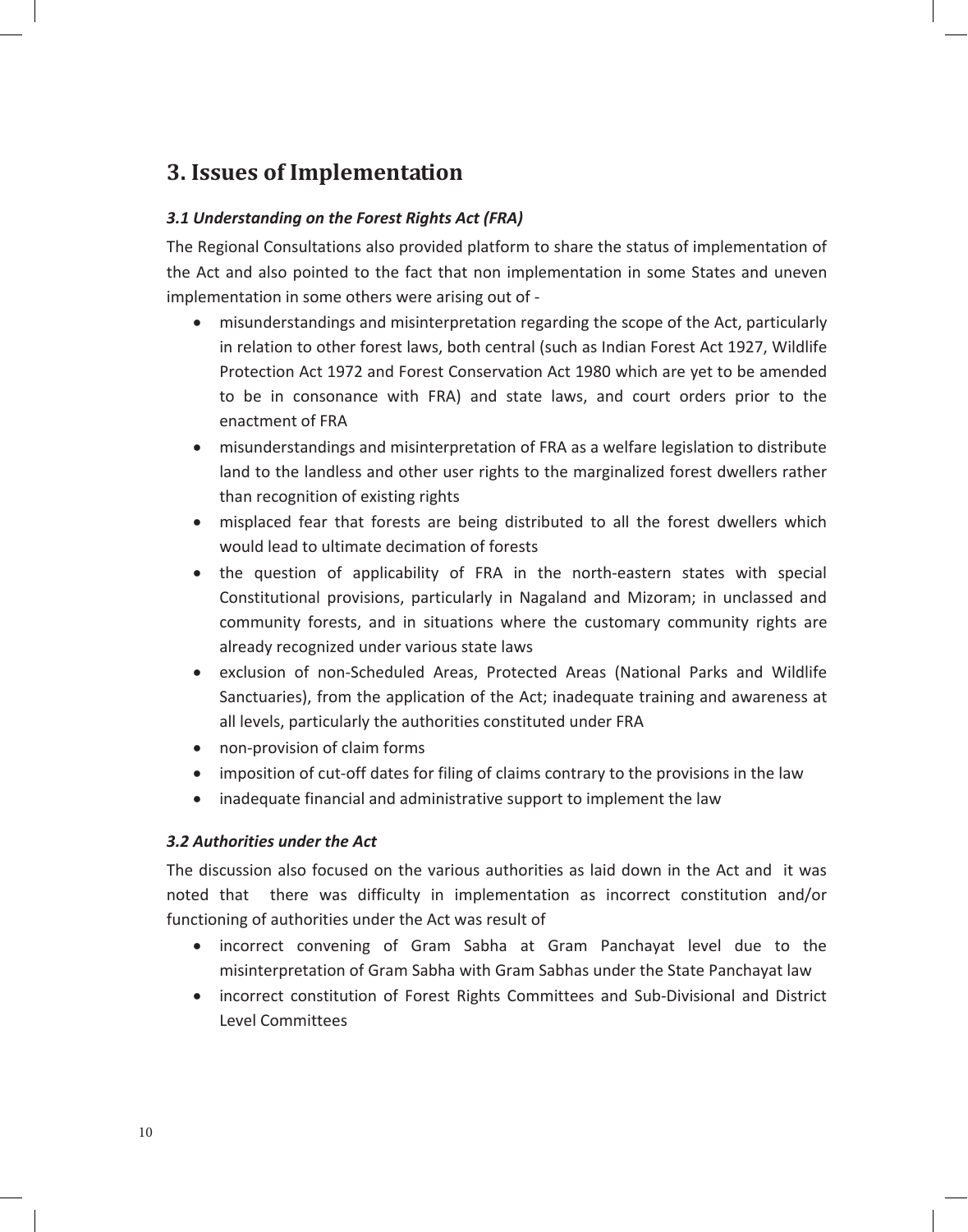## 3. Issues of Implementation

### *3.1 Understanding on the Forest Rights Act (FRA)*

The Regional Consultations also provided platform to share the status of implementation of the Act and also pointed to the fact that non implementation in some States and uneven implementation in some others were arising out of -

- misunderstandings and misinterpretation regarding the scope of the Act, particularly in relation to other forest laws, both central (such as Indian Forest Act 1927, Wildlife Protection Act 1972 and Forest Conservation Act 1980 which are yet to be amended to be in consonance with FRA) and state laws, and court orders prior to the enactment of FRA
- misunderstandings and misinterpretation of FRA as a welfare legislation to distribute land to the landless and other user rights to the marginalized forest dwellers rather than recognition of existing rights
- misplaced fear that forests are being distributed to all the forest dwellers which would lead to ultimate decimation of forests
- the question of applicability of FRA in the north-eastern states with special Constitutional provisions, particularly in Nagaland and Mizoram; in unclassed and community forests, and in situations where the customary community rights are already recognized under various state laws
- exclusion of non-Scheduled Areas, Protected Areas (National Parks and Wildlife Sanctuaries), from the application of the Act; inadequate training and awareness at all levels, particularly the authorities constituted under FRA
- non-provision of claim forms
- imposition of cut-off dates for filing of claims contrary to the provisions in the law
- inadequate financial and administrative support to implement the law

### *3.2 Authorities under the Act*

The discussion also focused on the various authorities as laid down in the Act and it was noted that there was difficulty in implementation as incorrect constitution and/or functioning of authorities under the Act was result of

- incorrect convening of Gram Sabha at Gram Panchayat level due to the misinterpretation of Gram Sabha with Gram Sabhas under the State Panchayat law
- incorrect constitution of Forest Rights Committees and Sub-Divisional and District Level Committees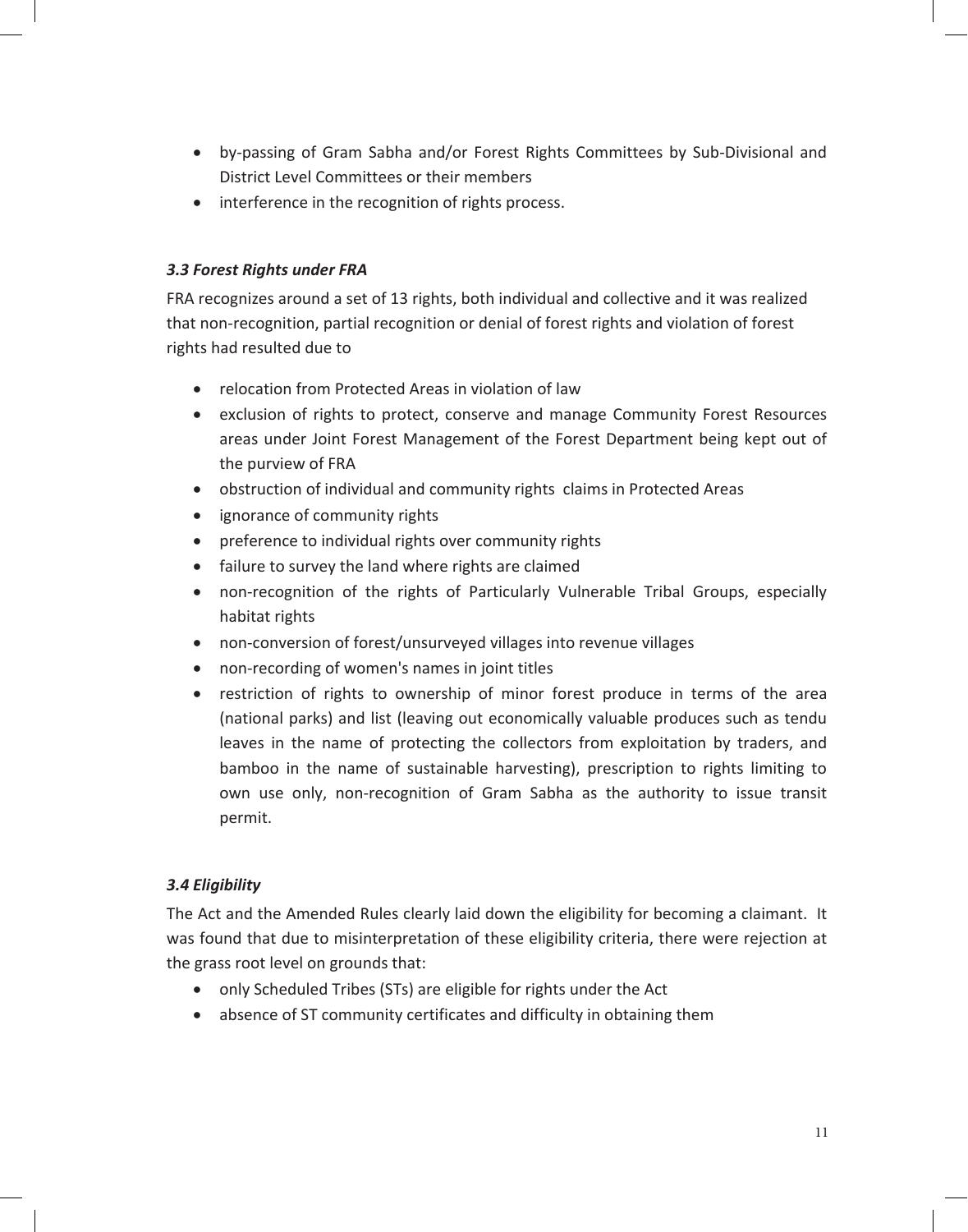- by-passing of Gram Sabha and/or Forest Rights Committees by Sub-Divisional and District Level Committees or their members
- interference in the recognition of rights process.

### *3.3 Forest Rights under FRA*

FRA recognizes around a set of 13 rights, both individual and collective and it was realized that non-recognition, partial recognition or denial of forest rights and violation of forest rights had resulted due to

- relocation from Protected Areas in violation of law
- exclusion of rights to protect, conserve and manage Community Forest Resources areas under Joint Forest Management of the Forest Department being kept out of the purview of FRA
- obstruction of individual and community rights claims in Protected Areas
- ignorance of community rights
- preference to individual rights over community rights
- failure to survey the land where rights are claimed
- non-recognition of the rights of Particularly Vulnerable Tribal Groups, especially habitat rights
- non-conversion of forest/unsurveyed villages into revenue villages
- non-recording of women's names in joint titles
- restriction of rights to ownership of minor forest produce in terms of the area (national parks) and list (leaving out economically valuable produces such as tendu leaves in the name of protecting the collectors from exploitation by traders, and bamboo in the name of sustainable harvesting), prescription to rights limiting to own use only, non-recognition of Gram Sabha as the authority to issue transit permit.

### *3.4 Eligibility*

The Act and the Amended Rules clearly laid down the eligibility for becoming a claimant. It was found that due to misinterpretation of these eligibility criteria, there were rejection at the grass root level on grounds that:

- only Scheduled Tribes (STs) are eligible for rights under the Act
- absence of ST community certificates and difficulty in obtaining them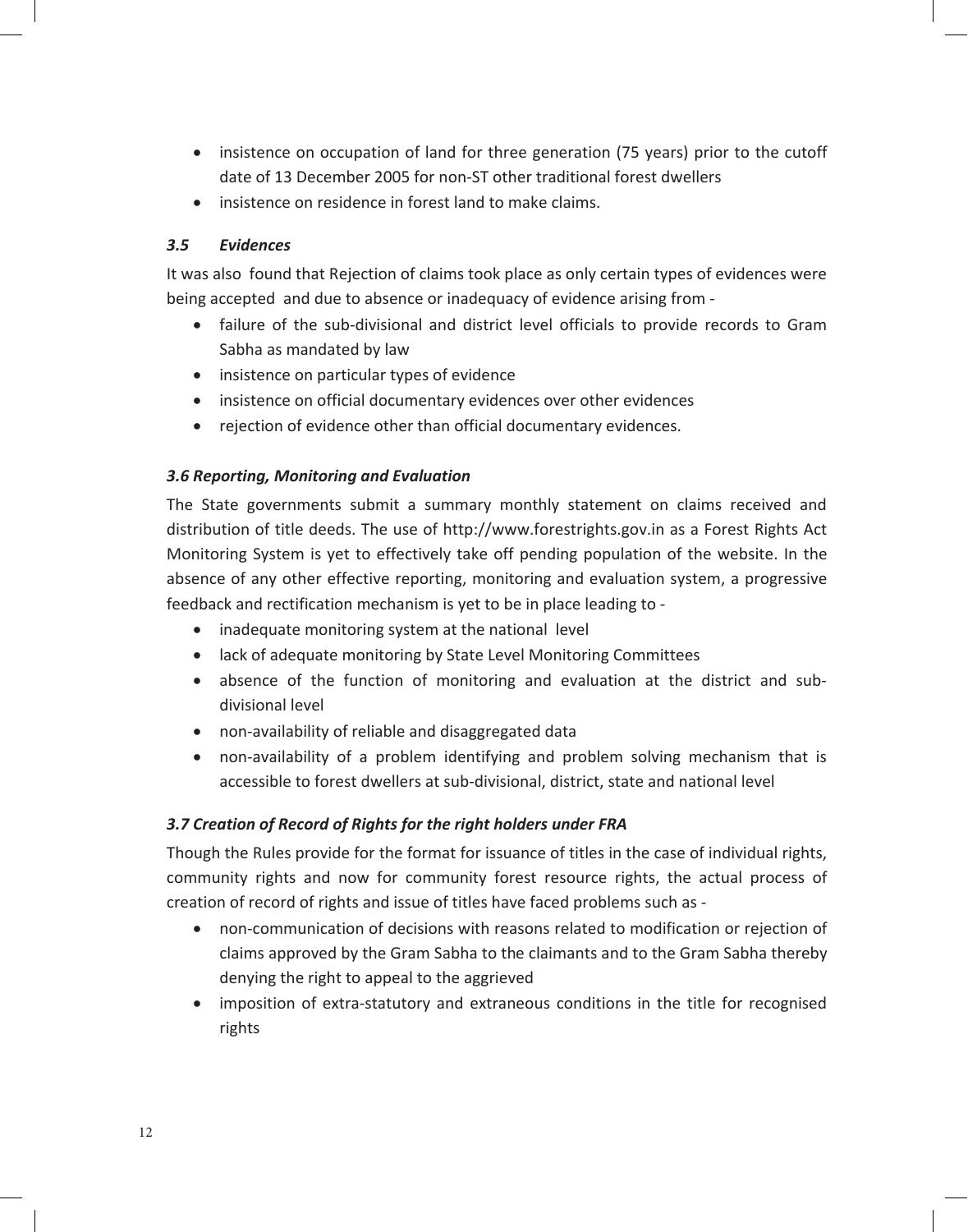- insistence on occupation of land for three generation (75 years) prior to the cutoff date of 13 December 2005 for non-ST other traditional forest dwellers
- insistence on residence in forest land to make claims.

### *3.5 Evidences*

It was also found that Rejection of claims took place as only certain types of evidences were being accepted and due to absence or inadequacy of evidence arising from -

- failure of the sub-divisional and district level officials to provide records to Gram Sabha as mandated by law
- insistence on particular types of evidence
- insistence on official documentary evidences over other evidences
- rejection of evidence other than official documentary evidences.

### *3.6 Reporting, Monitoring and Evaluation*

The State governments submit a summary monthly statement on claims received and distribution of title deeds. The use of http://www.forestrights.gov.in as a Forest Rights Act Monitoring System is yet to effectively take off pending population of the website. In the absence of any other effective reporting, monitoring and evaluation system, a progressive feedback and rectification mechanism is yet to be in place leading to -

- inadequate monitoring system at the national level
- lack of adequate monitoring by State Level Monitoring Committees
- absence of the function of monitoring and evaluation at the district and sub-divisional level
- non-availability of reliable and disaggregated data
- non-availability of a problem identifying and problem solving mechanism that is accessible to forest dwellers at sub-divisional, district, state and national level

### *3.7 Creation of Record of Rights for the right holders under FRA*

Though the Rules provide for the format for issuance of titles in the case of individual rights, community rights and now for community forest resource rights, the actual process of creation of record of rights and issue of titles have faced problems such as -

- non-communication of decisions with reasons related to modification or rejection of claims approved by the Gram Sabha to the claimants and to the Gram Sabha thereby denying the right to appeal to the aggrieved
- imposition of extra-statutory and extraneous conditions in the title for recognised rights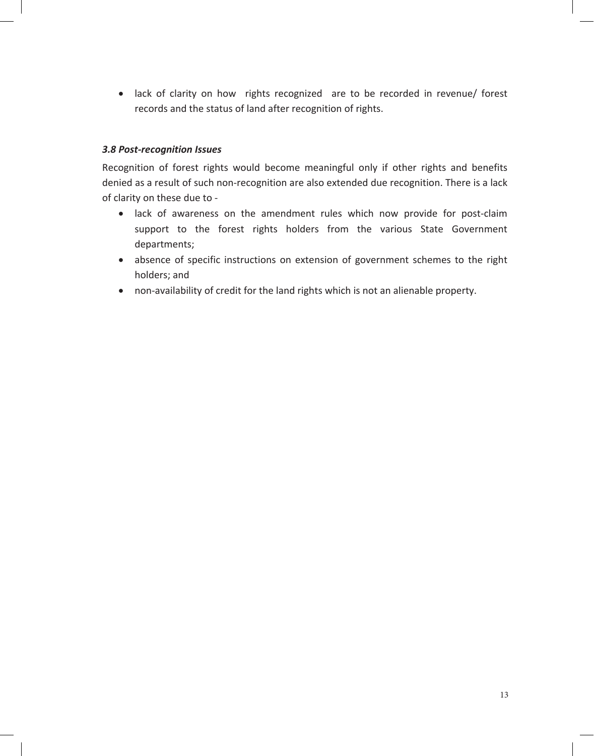- lack of clarity on how rights recognized are to be recorded in revenue/ forest records and the status of land after recognition of rights.

### *3.8 Post-recognition Issues*

Recognition of forest rights would become meaningful only if other rights and benefits denied as a result of such non-recognition are also extended due recognition. There is a lack of clarity on these due to -

- lack of awareness on the amendment rules which now provide for post-claim support to the forest rights holders from the various State Government departments;
- absence of specific instructions on extension of government schemes to the right holders; and
- non-availability of credit for the land rights which is not an alienable property.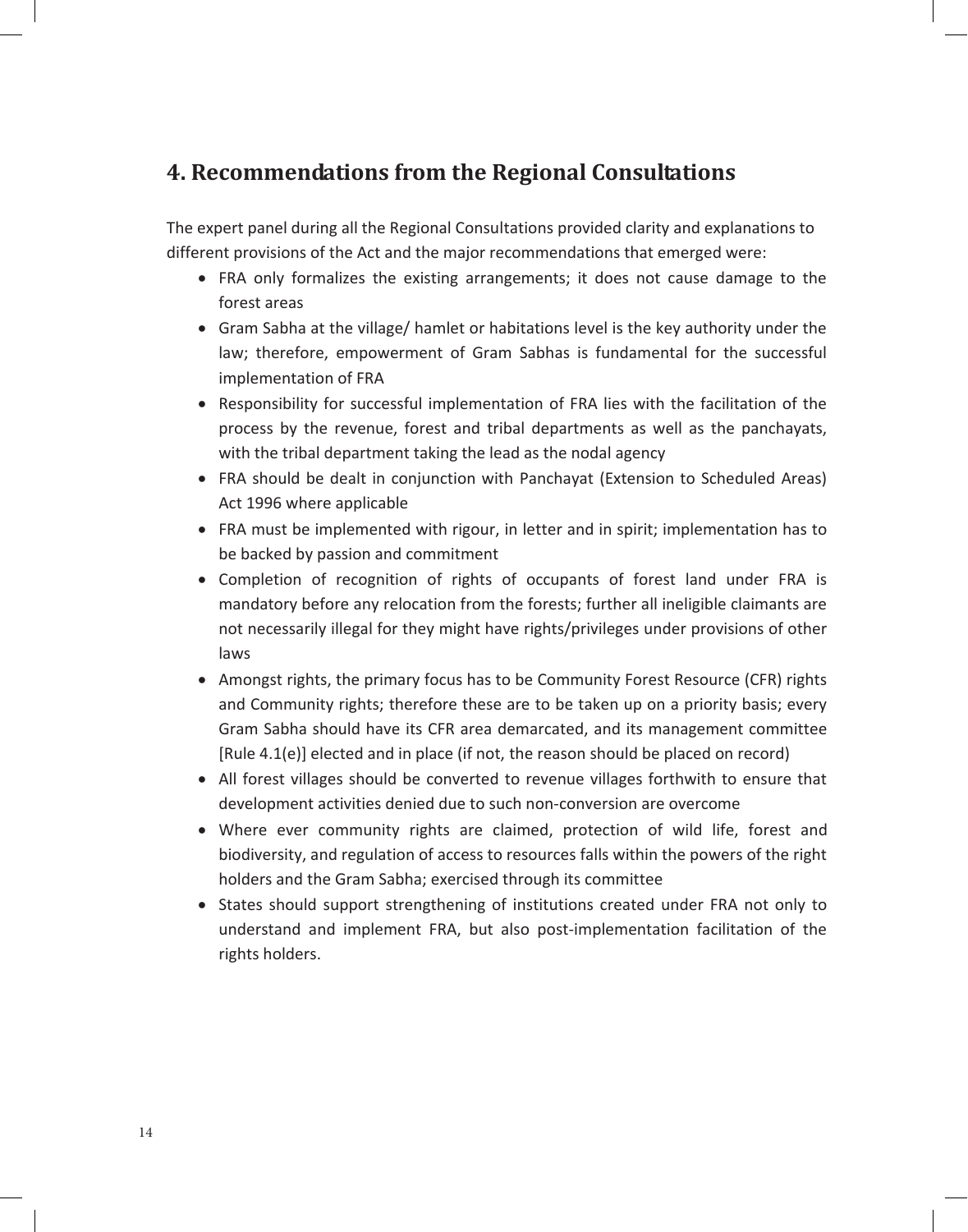## 4. Recommendations from the Regional Consultations

The expert panel during all the Regional Consultations provided clarity and explanations to different provisions of the Act and the major recommendations that emerged were:

- FRA only formalizes the existing arrangements; it does not cause damage to the forest areas
- Gram Sabha at the village/ hamlet or habitations level is the key authority under the law; therefore, empowerment of Gram Sabhas is fundamental for the successful implementation of FRA
- Responsibility for successful implementation of FRA lies with the facilitation of the process by the revenue, forest and tribal departments as well as the panchayats, with the tribal department taking the lead as the nodal agency
- FRA should be dealt in conjunction with Panchayat (Extension to Scheduled Areas) Act 1996 where applicable
- FRA must be implemented with rigour, in letter and in spirit; implementation has to be backed by passion and commitment
- Completion of recognition of rights of occupants of forest land under FRA is mandatory before any relocation from the forests; further all ineligible claimants are not necessarily illegal for they might have rights/privileges under provisions of other laws
- Amongst rights, the primary focus has to be Community Forest Resource (CFR) rights and Community rights; therefore these are to be taken up on a priority basis; every Gram Sabha should have its CFR area demarcated, and its management committee [Rule 4.1(e)] elected and in place (if not, the reason should be placed on record)
- All forest villages should be converted to revenue villages forthwith to ensure that development activities denied due to such non-conversion are overcome
- Where ever community rights are claimed, protection of wild life, forest and biodiversity, and regulation of access to resources falls within the powers of the right holders and the Gram Sabha; exercised through its committee
- States should support strengthening of institutions created under FRA not only to understand and implement FRA, but also post-implementation facilitation of the rights holders.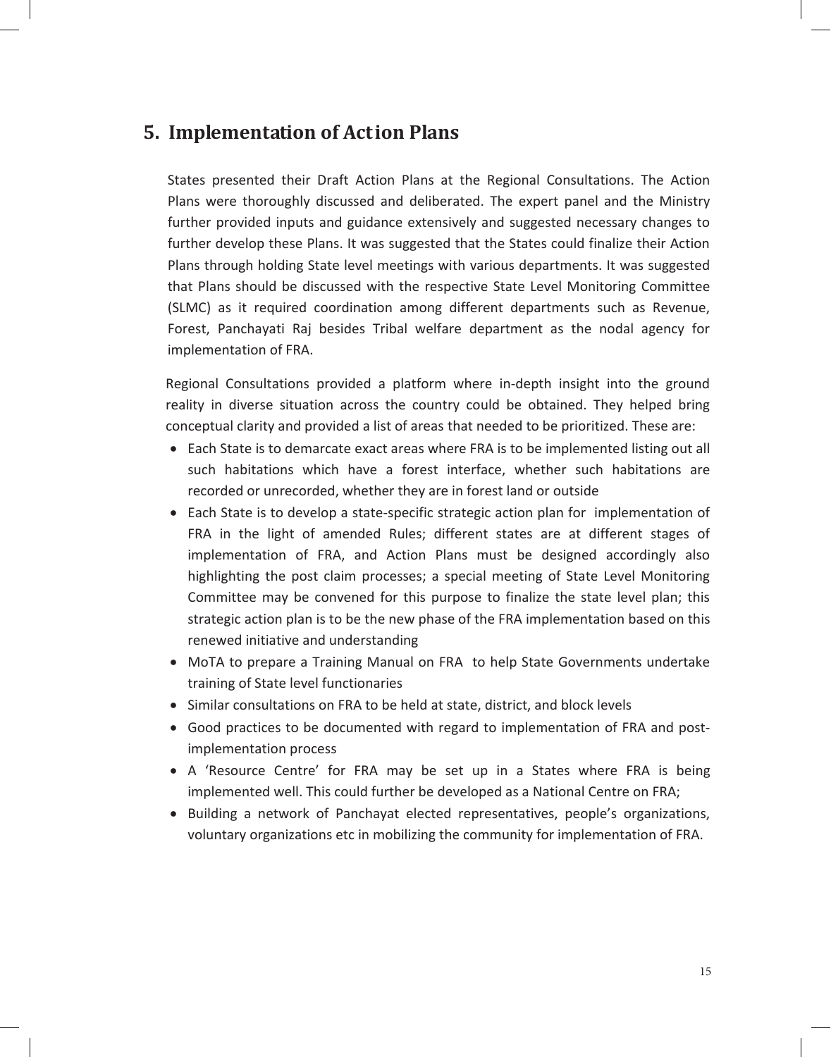## 5. Implementation of Action Plans

States presented their Draft Action Plans at the Regional Consultations. The Action Plans were thoroughly discussed and deliberated. The expert panel and the Ministry further provided inputs and guidance extensively and suggested necessary changes to further develop these Plans. It was suggested that the States could finalize their Action Plans through holding State level meetings with various departments. It was suggested that Plans should be discussed with the respective State Level Monitoring Committee (SLMC) as it required coordination among different departments such as Revenue, Forest, Panchayati Raj besides Tribal welfare department as the nodal agency for implementation of FRA.

Regional Consultations provided a platform where in-depth insight into the ground reality in diverse situation across the country could be obtained. They helped bring conceptual clarity and provided a list of areas that needed to be prioritized. These are:

- Each State is to demarcate exact areas where FRA is to be implemented listing out all such habitations which have a forest interface, whether such habitations are recorded or unrecorded, whether they are in forest land or outside
- Each State is to develop a state-specific strategic action plan for implementation of FRA in the light of amended Rules; different states are at different stages of implementation of FRA, and Action Plans must be designed accordingly also highlighting the post claim processes; a special meeting of State Level Monitoring Committee may be convened for this purpose to finalize the state level plan; this strategic action plan is to be the new phase of the FRA implementation based on this renewed initiative and understanding
- MoTA to prepare a Training Manual on FRA to help State Governments undertake training of State level functionaries
- Similar consultations on FRA to be held at state, district, and block levels
- Good practices to be documented with regard to implementation of FRA and post-implementation process
- A 'Resource Centre' for FRA may be set up in a States where FRA is being implemented well. This could further be developed as a National Centre on FRA;
- Building a network of Panchayat elected representatives, people's organizations, voluntary organizations etc in mobilizing the community for implementation of FRA.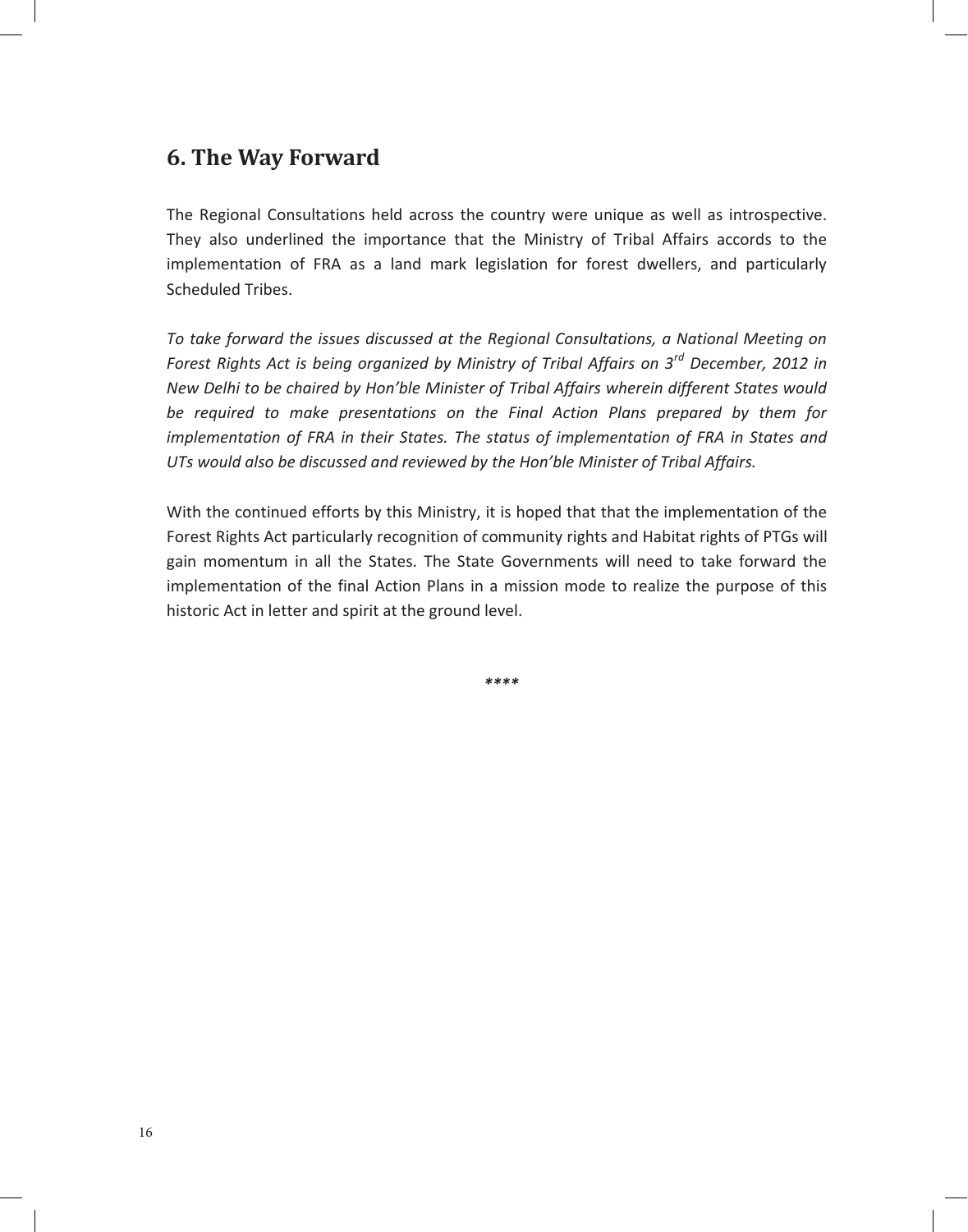## 6. The Way Forward

The Regional Consultations held across the country were unique as well as introspective. They also underlined the importance that the Ministry of Tribal Affairs accords to the implementation of FRA as a land mark legislation for forest dwellers, and particularly Scheduled Tribes.

*To take forward the issues discussed at the Regional Consultations, a National Meeting on Forest Rights Act is being organized by Ministry of Tribal Affairs on 3rd December, 2012 in New Delhi to be chaired by Hon'ble Minister of Tribal Affairs wherein different States would be required to make presentations on the Final Action Plans prepared by them for implementation of FRA in their States. The status of implementation of FRA in States and UTs would also be discussed and reviewed by the Hon'ble Minister of Tribal Affairs.*

With the continued efforts by this Ministry, it is hoped that that the implementation of the Forest Rights Act particularly recognition of community rights and Habitat rights of PTGs will gain momentum in all the States. The State Governments will need to take forward the implementation of the final Action Plans in a mission mode to realize the purpose of this historic Act in letter and spirit at the ground level.

***\*\*\*\****